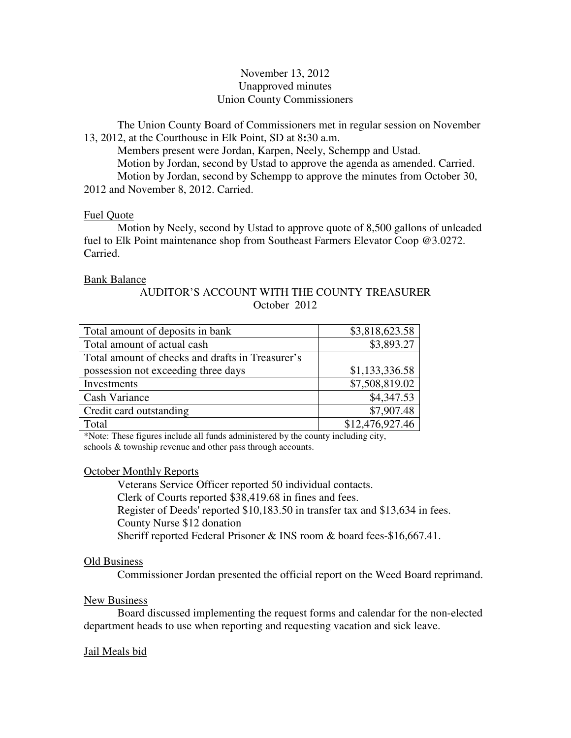November 13, 2012
Unapproved minutes
Union County Commissioners

The Union County Board of Commissioners met in regular session on November 13, 2012, at the Courthouse in Elk Point, SD at 8:30 a.m.

Members present were Jordan, Karpen, Neely, Schempp and Ustad.

Motion by Jordan, second by Ustad to approve the agenda as amended. Carried.

Motion by Jordan, second by Schempp to approve the minutes from October 30, 2012 and November 8, 2012. Carried.

Fuel Quote

Motion by Neely, second by Ustad to approve quote of 8,500 gallons of unleaded fuel to Elk Point maintenance shop from Southeast Farmers Elevator Coop @3.0272. Carried.

Bank Balance

AUDITOR'S ACCOUNT WITH THE COUNTY TREASURER
October 2012

| | |
|---|---:|
| Total amount of deposits in bank | $3,818,623.58 |
| Total amount of actual cash | $3,893.27 |
| Total amount of checks and drafts in Treasurer's possession not exceeding three days | $1,133,336.58 |
| Investments | $7,508,819.02 |
| Cash Variance | $4,347.53 |
| Credit card outstanding | $7,907.48 |
| Total | $12,476,927.46 |

*Note: These figures include all funds administered by the county including city, schools & township revenue and other pass through accounts.

October Monthly Reports

Veterans Service Officer reported 50 individual contacts.
Clerk of Courts reported $38,419.68 in fines and fees.
Register of Deeds' reported $10,183.50 in transfer tax and $13,634 in fees.
County Nurse $12 donation
Sheriff reported Federal Prisoner & INS room & board fees-$16,667.41.

Old Business

Commissioner Jordan presented the official report on the Weed Board reprimand.

New Business

Board discussed implementing the request forms and calendar for the non-elected department heads to use when reporting and requesting vacation and sick leave.

Jail Meals bid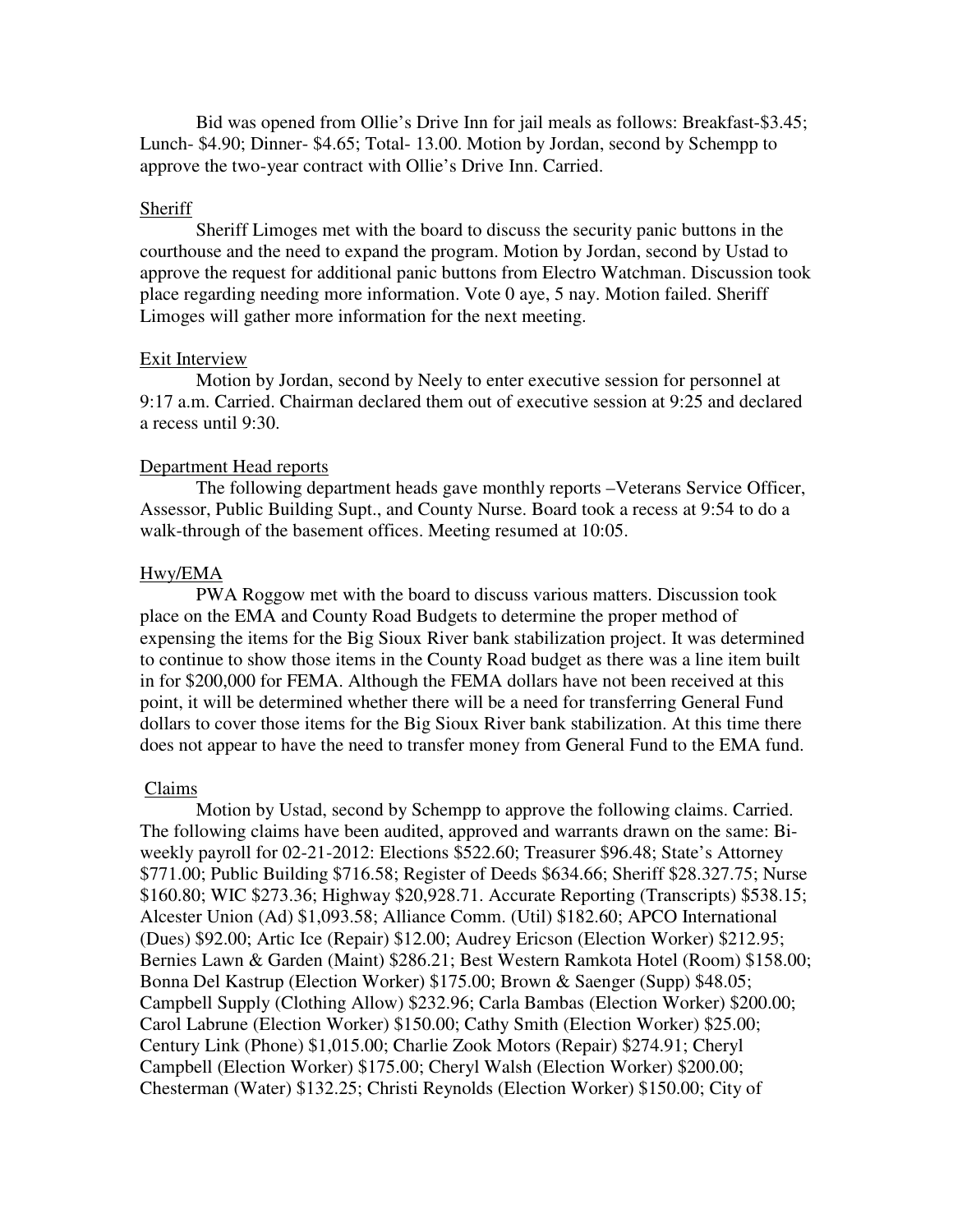Bid was opened from Ollie's Drive Inn for jail meals as follows: Breakfast-$3.45; Lunch- $4.90; Dinner- $4.65; Total- 13.00. Motion by Jordan, second by Schempp to approve the two-year contract with Ollie's Drive Inn. Carried.

Sheriff

Sheriff Limoges met with the board to discuss the security panic buttons in the courthouse and the need to expand the program. Motion by Jordan, second by Ustad to approve the request for additional panic buttons from Electro Watchman. Discussion took place regarding needing more information. Vote 0 aye, 5 nay. Motion failed. Sheriff Limoges will gather more information for the next meeting.

Exit Interview

Motion by Jordan, second by Neely to enter executive session for personnel at 9:17 a.m. Carried. Chairman declared them out of executive session at 9:25 and declared a recess until 9:30.

Department Head reports

The following department heads gave monthly reports –Veterans Service Officer, Assessor, Public Building Supt., and County Nurse. Board took a recess at 9:54 to do a walk-through of the basement offices. Meeting resumed at 10:05.

Hwy/EMA

PWA Roggow met with the board to discuss various matters. Discussion took place on the EMA and County Road Budgets to determine the proper method of expensing the items for the Big Sioux River bank stabilization project. It was determined to continue to show those items in the County Road budget as there was a line item built in for $200,000 for FEMA. Although the FEMA dollars have not been received at this point, it will be determined whether there will be a need for transferring General Fund dollars to cover those items for the Big Sioux River bank stabilization. At this time there does not appear to have the need to transfer money from General Fund to the EMA fund.

Claims

Motion by Ustad, second by Schempp to approve the following claims. Carried. The following claims have been audited, approved and warrants drawn on the same: Bi-weekly payroll for 02-21-2012: Elections $522.60; Treasurer $96.48; State's Attorney $771.00; Public Building $716.58; Register of Deeds $634.66; Sheriff $28.327.75; Nurse $160.80; WIC $273.36; Highway $20,928.71. Accurate Reporting (Transcripts) $538.15; Alcester Union (Ad) $1,093.58; Alliance Comm. (Util) $182.60; APCO International (Dues) $92.00; Artic Ice (Repair) $12.00; Audrey Ericson (Election Worker) $212.95; Bernies Lawn & Garden (Maint) $286.21; Best Western Ramkota Hotel (Room) $158.00; Bonna Del Kastrup (Election Worker) $175.00; Brown & Saenger (Supp) $48.05; Campbell Supply (Clothing Allow) $232.96; Carla Bambas (Election Worker) $200.00; Carol Labrune (Election Worker) $150.00; Cathy Smith (Election Worker) $25.00; Century Link (Phone) $1,015.00; Charlie Zook Motors (Repair) $274.91; Cheryl Campbell (Election Worker) $175.00; Cheryl Walsh (Election Worker) $200.00; Chesterman (Water) $132.25; Christi Reynolds (Election Worker) $150.00; City of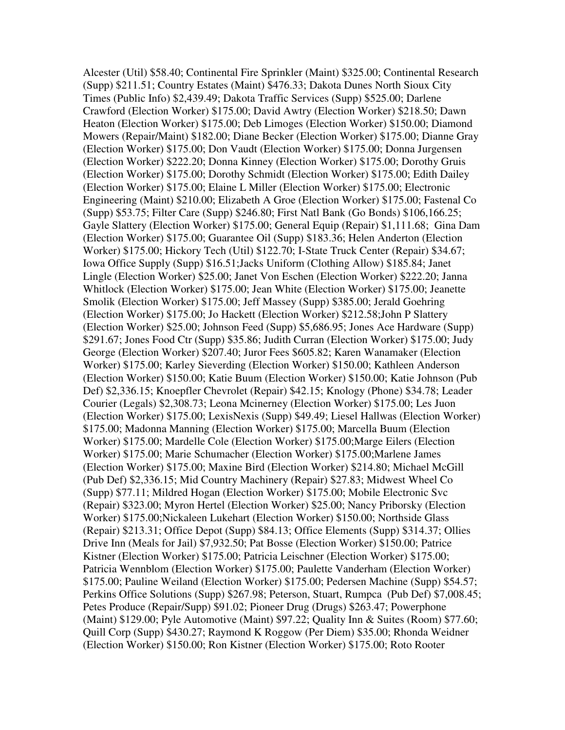Alcester (Util) $58.40; Continental Fire Sprinkler (Maint) $325.00; Continental Research (Supp) $211.51; Country Estates (Maint) $476.33; Dakota Dunes North Sioux City Times (Public Info) $2,439.49; Dakota Traffic Services (Supp) $525.00; Darlene Crawford (Election Worker) $175.00; David Awtry (Election Worker) $218.50; Dawn Heaton (Election Worker) $175.00; Deb Limoges (Election Worker) $150.00; Diamond Mowers (Repair/Maint) $182.00; Diane Becker (Election Worker) $175.00; Dianne Gray (Election Worker) $175.00; Don Vaudt (Election Worker) $175.00; Donna Jurgensen (Election Worker) $222.20; Donna Kinney (Election Worker) $175.00; Dorothy Gruis (Election Worker) $175.00; Dorothy Schmidt (Election Worker) $175.00; Edith Dailey (Election Worker) $175.00; Elaine L Miller (Election Worker) $175.00; Electronic Engineering (Maint) $210.00; Elizabeth A Groe (Election Worker) $175.00; Fastenal Co (Supp) $53.75; Filter Care (Supp) $246.80; First Natl Bank (Go Bonds) $106,166.25; Gayle Slattery (Election Worker) $175.00; General Equip (Repair) $1,111.68; Gina Dam (Election Worker) $175.00; Guarantee Oil (Supp) $183.36; Helen Anderton (Election Worker) $175.00; Hickory Tech (Util) $122.70; I-State Truck Center (Repair) $34.67; Iowa Office Supply (Supp) $16.51;Jacks Uniform (Clothing Allow) $185.84; Janet Lingle (Election Worker) $25.00; Janet Von Eschen (Election Worker) $222.20; Janna Whitlock (Election Worker) $175.00; Jean White (Election Worker) $175.00; Jeanette Smolik (Election Worker) $175.00; Jeff Massey (Supp) $385.00; Jerald Goehring (Election Worker) $175.00; Jo Hackett (Election Worker) $212.58;John P Slattery (Election Worker) $25.00; Johnson Feed (Supp) $5,686.95; Jones Ace Hardware (Supp) $291.67; Jones Food Ctr (Supp) $35.86; Judith Curran (Election Worker) $175.00; Judy George (Election Worker) $207.40; Juror Fees $605.82; Karen Wanamaker (Election Worker) $175.00; Karley Sieverding (Election Worker) $150.00; Kathleen Anderson (Election Worker) $150.00; Katie Buum (Election Worker) $150.00; Katie Johnson (Pub Def) $2,336.15; Knoepfler Chevrolet (Repair) $42.15; Knology (Phone) $34.78; Leader Courier (Legals) $2,308.73; Leona Mcinerney (Election Worker) $175.00; Les Juon (Election Worker) $175.00; LexisNexis (Supp) $49.49; Liesel Hallwas (Election Worker) $175.00; Madonna Manning (Election Worker) $175.00; Marcella Buum (Election Worker) $175.00; Mardelle Cole (Election Worker) $175.00;Marge Eilers (Election Worker) $175.00; Marie Schumacher (Election Worker) $175.00;Marlene James (Election Worker) $175.00; Maxine Bird (Election Worker) $214.80; Michael McGill (Pub Def) $2,336.15; Mid Country Machinery (Repair) $27.83; Midwest Wheel Co (Supp) $77.11; Mildred Hogan (Election Worker) $175.00; Mobile Electronic Svc (Repair) $323.00; Myron Hertel (Election Worker) $25.00; Nancy Priborsky (Election Worker) $175.00;Nickaleen Lukehart (Election Worker) $150.00; Northside Glass (Repair) $213.31; Office Depot (Supp) $84.13; Office Elements (Supp) $314.37; Ollies Drive Inn (Meals for Jail) $7,932.50; Pat Bosse (Election Worker) $150.00; Patrice Kistner (Election Worker) $175.00; Patricia Leischner (Election Worker) $175.00; Patricia Wennblom (Election Worker) $175.00; Paulette Vanderham (Election Worker) $175.00; Pauline Weiland (Election Worker) $175.00; Pedersen Machine (Supp) $54.57; Perkins Office Solutions (Supp) $267.98; Peterson, Stuart, Rumpca (Pub Def) $7,008.45; Petes Produce (Repair/Supp) $91.02; Pioneer Drug (Drugs) $263.47; Powerphone (Maint) $129.00; Pyle Automotive (Maint) $97.22; Quality Inn & Suites (Room) $77.60; Quill Corp (Supp) $430.27; Raymond K Roggow (Per Diem) $35.00; Rhonda Weidner (Election Worker) $150.00; Ron Kistner (Election Worker) $175.00; Roto Rooter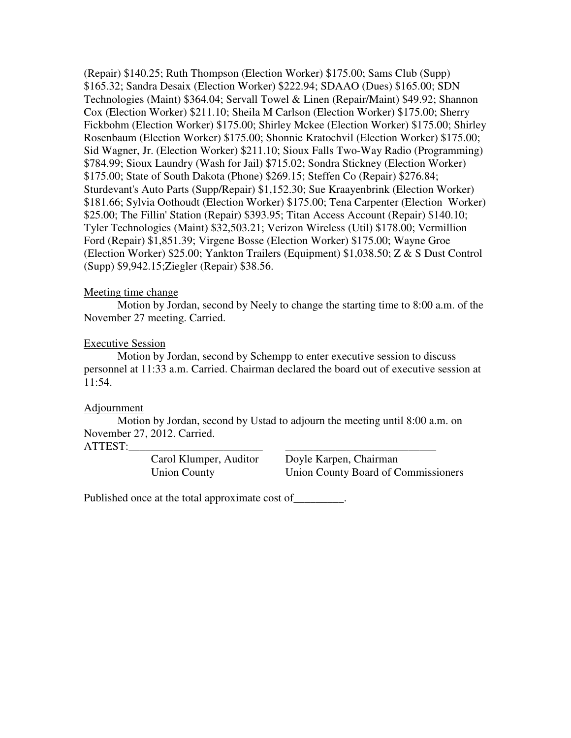(Repair) $140.25; Ruth Thompson (Election Worker) $175.00; Sams Club (Supp) $165.32; Sandra Desaix (Election Worker) $222.94; SDAAO (Dues) $165.00; SDN Technologies (Maint) $364.04; Servall Towel & Linen (Repair/Maint) $49.92; Shannon Cox (Election Worker) $211.10; Sheila M Carlson (Election Worker) $175.00; Sherry Fickbohm (Election Worker) $175.00; Shirley Mckee (Election Worker) $175.00; Shirley Rosenbaum (Election Worker) $175.00; Shonnie Kratochvil (Election Worker) $175.00; Sid Wagner, Jr. (Election Worker) $211.10; Sioux Falls Two-Way Radio (Programming) $784.99; Sioux Laundry (Wash for Jail) $715.02; Sondra Stickney (Election Worker) $175.00; State of South Dakota (Phone) $269.15; Steffen Co (Repair) $276.84; Sturdevant's Auto Parts (Supp/Repair) $1,152.30; Sue Kraayenbrink (Election Worker) $181.66; Sylvia Oothoudt (Election Worker) $175.00; Tena Carpenter (Election Worker) $25.00; The Fillin' Station (Repair) $393.95; Titan Access Account (Repair) $140.10; Tyler Technologies (Maint) $32,503.21; Verizon Wireless (Util) $178.00; Vermillion Ford (Repair) $1,851.39; Virgene Bosse (Election Worker) $175.00; Wayne Groe (Election Worker) $25.00; Yankton Trailers (Equipment) $1,038.50; Z & S Dust Control (Supp) $9,942.15;Ziegler (Repair) $38.56.

Meeting time change

Motion by Jordan, second by Neely to change the starting time to 8:00 a.m. of the November 27 meeting. Carried.

Executive Session

Motion by Jordan, second by Schempp to enter executive session to discuss personnel at 11:33 a.m. Carried. Chairman declared the board out of executive session at 11:54.

Adjournment

Motion by Jordan, second by Ustad to adjourn the meeting until 8:00 a.m. on November 27, 2012. Carried.

ATTEST:________________________ ___________________________

Carol Klumper, Auditor
Union County

Doyle Karpen, Chairman
Union County Board of Commissioners

Published once at the total approximate cost of_________.